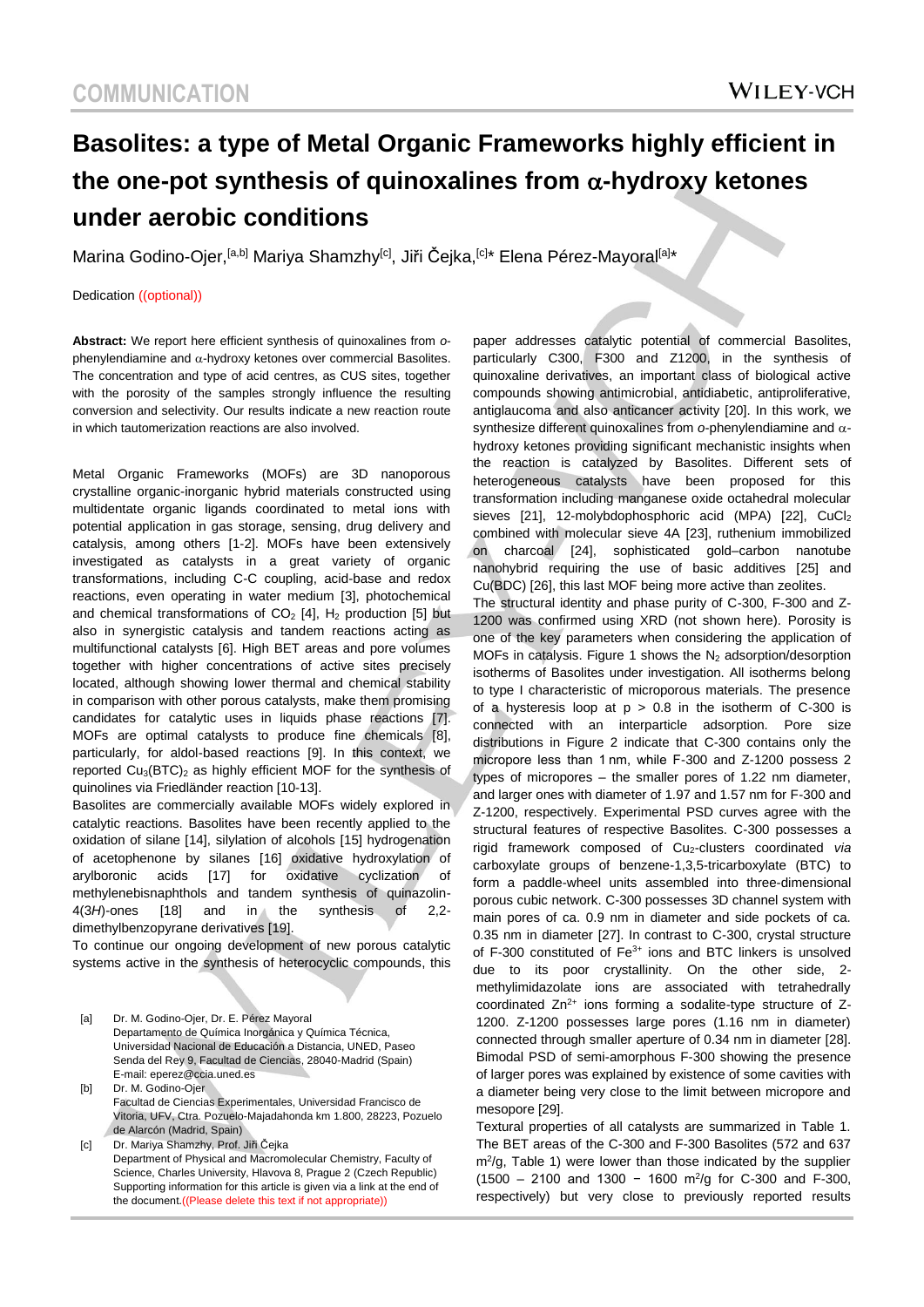# Basolites: a type of Metal Organic Frameworks highly efficient in the one-pot synthesis of quinoxalines from α-hydroxy ketones under aerobic conditions

Marina Godino-Ojer,[a,b] Mariya Shamzhy[c], Jiři Čejka,[c]* Elena Pérez-Mayoral[a]*

Dedication ((optional))

**Abstract:** We report here efficient synthesis of quinoxalines from *o*-phenylendiamine and α-hydroxy ketones over commercial Basolites. The concentration and type of acid centres, as CUS sites, together with the porosity of the samples strongly influence the resulting conversion and selectivity. Our results indicate a new reaction route in which tautomerization reactions are also involved.

Metal Organic Frameworks (MOFs) are 3D nanoporous crystalline organic-inorganic hybrid materials constructed using multidentate organic ligands coordinated to metal ions with potential application in gas storage, sensing, drug delivery and catalysis, among others [1-2]. MOFs have been extensively investigated as catalysts in a great variety of organic transformations, including C-C coupling, acid-base and redox reactions, even operating in water medium [3], photochemical and chemical transformations of $CO_2$ [4], $H_2$ production [5] but also in synergistic catalysis and tandem reactions acting as multifunctional catalysts [6]. High BET areas and pore volumes together with higher concentrations of active sites precisely located, although showing lower thermal and chemical stability in comparison with other porous catalysts, make them promising candidates for catalytic uses in liquids phase reactions [7]. MOFs are optimal catalysts to produce fine chemicals [8], particularly, for aldol-based reactions [9]. In this context, we reported $Cu_3(BTC)_2$ as highly efficient MOF for the synthesis of quinolines via Friedländer reaction [10-13].

Basolites are commercially available MOFs widely explored in catalytic reactions. Basolites have been recently applied to the oxidation of silane [14], silylation of alcohols [15] hydrogenation of acetophenone by silanes [16] oxidative hydroxylation of arylboronic acids [17] for oxidative cyclization of methylenebisnaphthols and tandem synthesis of quinazolin-4(3*H*)-ones [18] and in the synthesis of 2,2-dimethylbenzopyrane derivatives [19].

To continue our ongoing development of new porous catalytic systems active in the synthesis of heterocyclic compounds, this paper addresses catalytic potential of commercial Basolites, particularly C300, F300 and Z1200, in the synthesis of quinoxaline derivatives, an important class of biological active compounds showing antimicrobial, antidiabetic, antiproliferative, antiglaucoma and also anticancer activity [20]. In this work, we synthesize different quinoxalines from *o*-phenylendiamine and α-hydroxy ketones providing significant mechanistic insights when the reaction is catalyzed by Basolites. Different sets of heterogeneous catalysts have been proposed for this transformation including manganese oxide octahedral molecular sieves [21], 12-molybdophosphoric acid (MPA) [22], $CuCl_2$ combined with molecular sieve 4A [23], ruthenium immobilized on charcoal [24], sophisticated gold–carbon nanotube nanohybrid requiring the use of basic additives [25] and Cu(BDC) [26], this last MOF being more active than zeolites.

The structural identity and phase purity of C-300, F-300 and Z-1200 was confirmed using XRD (not shown here). Porosity is one of the key parameters when considering the application of MOFs in catalysis. Figure 1 shows the $N_2$ adsorption/desorption isotherms of Basolites under investigation. All isotherms belong to type I characteristic of microporous materials. The presence of a hysteresis loop at $p > 0.8$ in the isotherm of C-300 is connected with an interparticle adsorption. Pore size distributions in Figure 2 indicate that C-300 contains only the micropore less than 1 nm, while F-300 and Z-1200 possess 2 types of micropores – the smaller pores of 1.22 nm diameter, and larger ones with diameter of 1.97 and 1.57 nm for F-300 and Z-1200, respectively. Experimental PSD curves agree with the structural features of respective Basolites. C-300 possesses a rigid framework composed of $Cu_2$-clusters coordinated *via* carboxylate groups of benzene-1,3,5-tricarboxylate (BTC) to form a paddle-wheel units assembled into three-dimensional porous cubic network. C-300 possesses 3D channel system with main pores of ca. 0.9 nm in diameter and side pockets of ca. 0.35 nm in diameter [27]. In contrast to C-300, crystal structure of F-300 constituted of $Fe^{3+}$ ions and BTC linkers is unsolved due to its poor crystallinity. On the other side, 2-methylimidazolate ions are associated with tetrahedrally coordinated $Zn^{2+}$ ions forming a sodalite-type structure of Z-1200. Z-1200 possesses large pores (1.16 nm in diameter) connected through smaller aperture of 0.34 nm in diameter [28]. Bimodal PSD of semi-amorphous F-300 showing the presence of larger pores was explained by existence of some cavities with a diameter being very close to the limit between micropore and mesopore [29].

Textural properties of all catalysts are summarized in Table 1. The BET areas of the C-300 and F-300 Basolites (572 and 637 $m^2/g$, Table 1) were lower than those indicated by the supplier (1500 – 2100 and 1300 − 1600 $m^2/g$ for C-300 and F-300, respectively) but very close to previously reported results

[a] Dr. M. Godino-Ojer, Dr. E. Pérez Mayoral
Departamento de Química Inorgánica y Química Técnica, Universidad Nacional de Educación a Distancia, UNED, Paseo Senda del Rey 9, Facultad de Ciencias, 28040-Madrid (Spain)
E-mail: eperez@ccia.uned.es

[b] Dr. M. Godino-Ojer
Facultad de Ciencias Experimentales, Universidad Francisco de Vitoria, UFV, Ctra. Pozuelo-Majadahonda km 1.800, 28223, Pozuelo de Alarcón (Madrid, Spain)

[c] Dr. Mariya Shamzhy, Prof. Jiři Čejka
Department of Physical and Macromolecular Chemistry, Faculty of Science, Charles University, Hlavova 8, Prague 2 (Czech Republic)
Supporting information for this article is given via a link at the end of the document.((Please delete this text if not appropriate))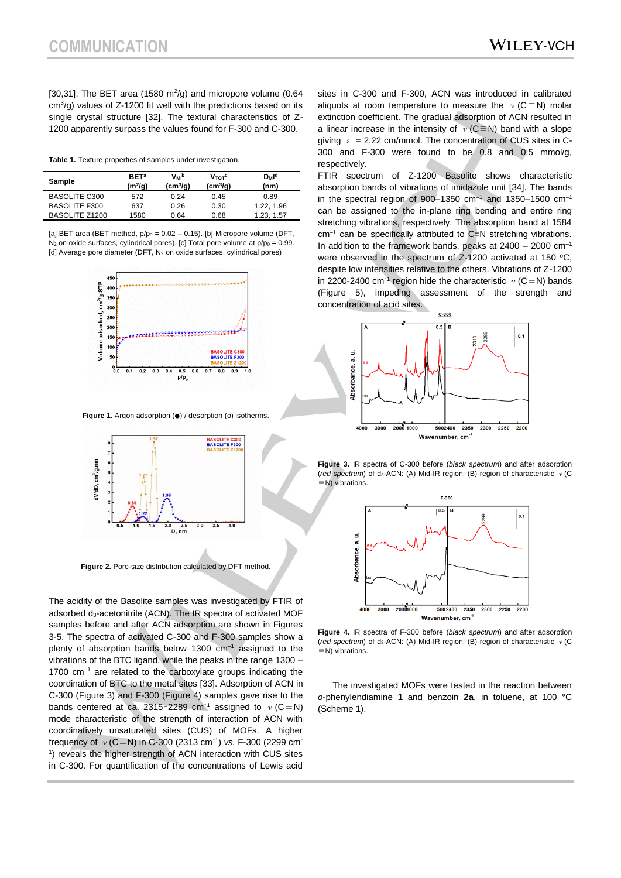[30,31]. The BET area (1580 $m^2$/g) and micropore volume (0.64 $cm^3$/g) values of Z-1200 fit well with the predictions based on its single crystal structure [32]. The textural characteristics of Z-1200 apparently surpass the values found for F-300 and C-300.

**Table 1.** Texture properties of samples under investigation.

| Sample | BET[a] ($m^2$/g) | $V_{MI}$[b] ($cm^3$/g) | $V_{TOT}$[c] ($cm^3$/g) | $D_{MI}$[d] (nm) |
|---|---|---|---|---|
| BASOLITE C300 | 572 | 0.24 | 0.45 | 0.89 |
| BASOLITE F300 | 637 | 0.26 | 0.30 | 1.22, 1.96 |
| BASOLITE Z1200 | 1580 | 0.64 | 0.68 | 1.23, 1.57 |

[a] BET area (BET method, $p/p_0$ = 0.02 – 0.15). [b] Micropore volume (DFT, $N_2$ on oxide surfaces, cylindrical pores). [c] Total pore volume at $p/p_0$ = 0.99. [d] Average pore diameter (DFT, $N_2$ on oxide surfaces, cylindrical pores)

**Figure 1.** Argon adsorption (●) / desorption (o) isotherms.

**Figure 2.** Pore-size distribution calculated by DFT method.

The acidity of the Basolite samples was investigated by FTIR of adsorbed $d_3$-acetonitrile (ACN). The IR spectra of activated MOF samples before and after ACN adsorption are shown in Figures 3-5. The spectra of activated C-300 and F-300 samples show a plenty of absorption bands below 1300 $cm^{-1}$ assigned to the vibrations of the BTC ligand, while the peaks in the range 1300 – 1700 $cm^{-1}$ are related to the carboxylate groups indicating the coordination of BTC to the metal sites [33]. Adsorption of ACN in C-300 (Figure 3) and F-300 (Figure 4) samples gave rise to the bands centered at ca. 2315–2289 $cm^{-1}$ assigned to $\nu$(C≡N) mode characteristic of the strength of interaction of ACN with coordinatively unsaturated sites (CUS) of MOFs. A higher frequency of $\nu$(C≡N) in C-300 (2313 $cm^{-1}$) *vs.* F-300 (2299 $cm^{-1}$) reveals the higher strength of ACN interaction with CUS sites in C-300. For quantification of the concentrations of Lewis acid sites in C-300 and F-300, ACN was introduced in calibrated aliquots at room temperature to measure the $\nu$(C≡N) molar extinction coefficient. The gradual adsorption of ACN resulted in a linear increase in the intensity of $\nu$(C≡N) band with a slope giving $\varepsilon$ = 2.22 cm/mmol. The concentration of CUS sites in C-300 and F-300 were found to be 0.8 and 0.5 mmol/g, respectively.

FTIR spectrum of Z-1200 Basolite shows characteristic absorption bands of vibrations of imidazole unit [34]. The bands in the spectral region of 900–1350 $cm^{-1}$ and 1350–1500 $cm^{-1}$ can be assigned to the in-plane ring bending and entire ring stretching vibrations, respectively. The absorption band at 1584 $cm^{-1}$ can be specifically attributed to C=N stretching vibrations. In addition to the framework bands, peaks at 2400 – 2000 $cm^{-1}$ were observed in the spectrum of Z-1200 activated at 150 °C, despite low intensities relative to the others. Vibrations of Z-1200 in 2200-2400 $cm^{-1}$ region hide the characteristic $\nu$(C≡N) bands (Figure 5), impeding assessment of the strength and concentration of acid sites.

**Figure 3.** IR spectra of C-300 before (*black spectrum*) and after adsorption (*red spectrum*) of $d_3$-ACN: (A) Mid-IR region; (B) region of characteristic $\nu$(C≡N) vibrations.

**Figure 4.** IR spectra of F-300 before (*black spectrum*) and after adsorption (*red spectrum*) of $d_3$-ACN: (A) Mid-IR region; (B) region of characteristic $\nu$(C≡N) vibrations.

The investigated MOFs were tested in the reaction between *o*-phenylendiamine **1** and benzoin **2a**, in toluene, at 100 °C (Scheme 1).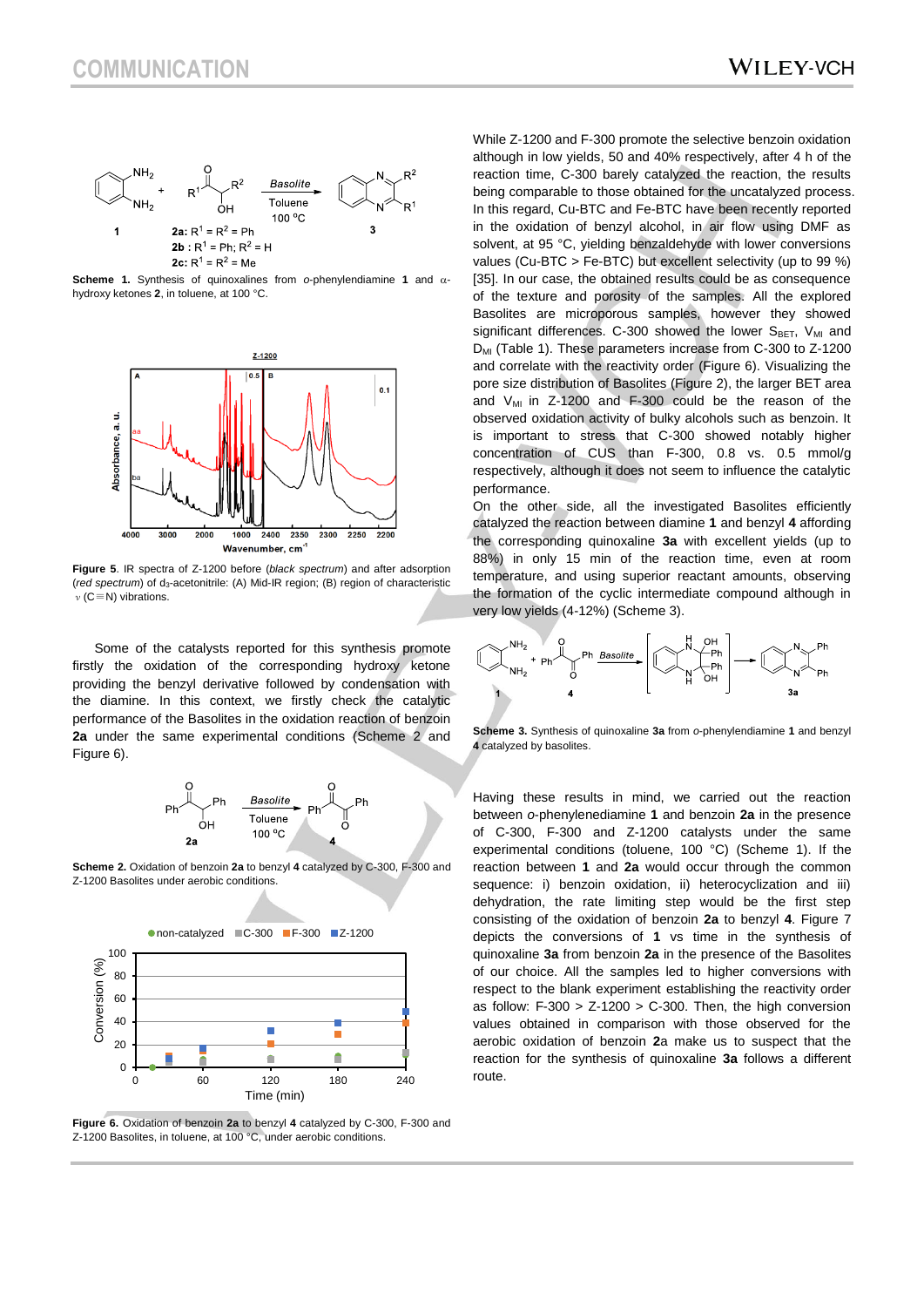Scheme 1. Synthesis of quinoxalines from *o*-phenylendiamine **1** and α-hydroxy ketones **2**, in toluene, at 100 °C.

Figure 5. IR spectra of Z-1200 before (*black spectrum*) and after adsorption (*red spectrum*) of $d_3$-acetonitrile: (A) Mid-IR region; (B) region of characteristic ν (C≡N) vibrations.

Some of the catalysts reported for this synthesis promote firstly the oxidation of the corresponding hydroxy ketone providing the benzyl derivative followed by condensation with the diamine. In this context, we firstly check the catalytic performance of the Basolites in the oxidation reaction of benzoin **2a** under the same experimental conditions (Scheme 2 and Figure 6).

Scheme 2. Oxidation of benzoin **2a** to benzyl **4** catalyzed by C-300, F-300 and Z-1200 Basolites under aerobic conditions.

Figure 6. Oxidation of benzoin **2a** to benzyl **4** catalyzed by C-300, F-300 and Z-1200 Basolites, in toluene, at 100 °C, under aerobic conditions.

While Z-1200 and F-300 promote the selective benzoin oxidation although in low yields, 50 and 40% respectively, after 4 h of the reaction time, C-300 barely catalyzed the reaction, the results being comparable to those obtained for the uncatalyzed process. In this regard, Cu-BTC and Fe-BTC have been recently reported in the oxidation of benzyl alcohol, in air flow using DMF as solvent, at 95 °C, yielding benzaldehyde with lower conversions values (Cu-BTC > Fe-BTC) but excellent selectivity (up to 99 %) [35]. In our case, the obtained results could be as consequence of the texture and porosity of the samples. All the explored Basolites are microporous samples, however they showed significant differences. C-300 showed the lower $S_{BET}$, $V_{MI}$ and $D_{MI}$ (Table 1). These parameters increase from C-300 to Z-1200 and correlate with the reactivity order (Figure 6). Visualizing the pore size distribution of Basolites (Figure 2), the larger BET area and $V_{MI}$ in Z-1200 and F-300 could be the reason of the observed oxidation activity of bulky alcohols such as benzoin. It is important to stress that C-300 showed notably higher concentration of CUS than F-300, 0.8 vs. 0.5 mmol/g respectively, although it does not seem to influence the catalytic performance.

On the other side, all the investigated Basolites efficiently catalyzed the reaction between diamine **1** and benzyl **4** affording the corresponding quinoxaline **3a** with excellent yields (up to 88%) in only 15 min of the reaction time, even at room temperature, and using superior reactant amounts, observing the formation of the cyclic intermediate compound although in very low yields (4-12%) (Scheme 3).

Scheme 3. Synthesis of quinoxaline **3a** from *o*-phenylendiamine **1** and benzyl **4** catalyzed by basolites.

Having these results in mind, we carried out the reaction between *o*-phenylenediamine **1** and benzoin **2a** in the presence of C-300, F-300 and Z-1200 catalysts under the same experimental conditions (toluene, 100 °C) (Scheme 1). If the reaction between **1** and **2a** would occur through the common sequence: i) benzoin oxidation, ii) heterocyclization and iii) dehydration, the rate limiting step would be the first step consisting of the oxidation of benzoin **2a** to benzyl **4**. Figure 7 depicts the conversions of **1** vs time in the synthesis of quinoxaline **3a** from benzoin **2a** in the presence of the Basolites of our choice. All the samples led to higher conversions with respect to the blank experiment establishing the reactivity order as follow: F-300 > Z-1200 > C-300. Then, the high conversion values obtained in comparison with those observed for the aerobic oxidation of benzoin **2a** make us to suspect that the reaction for the synthesis of quinoxaline **3a** follows a different route.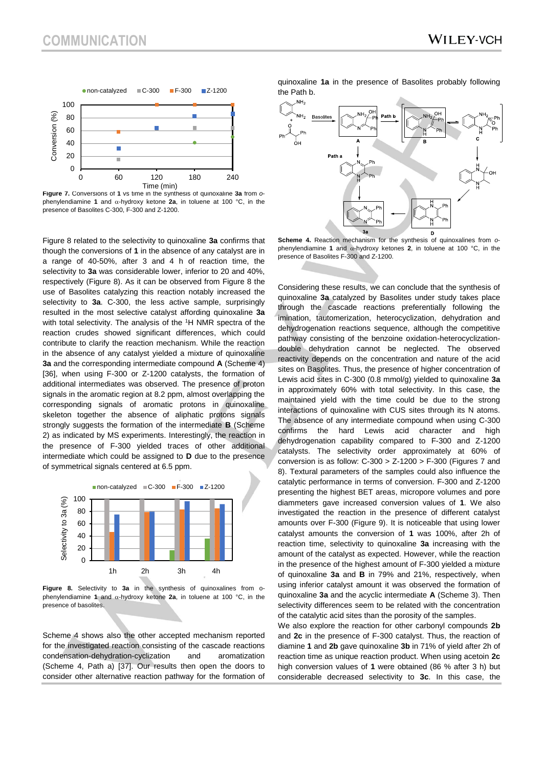Figure 7. Conversions of **1** vs time in the synthesis of quinoxaline **3a** from *o*-phenylendiamine **1** and α-hydroxy ketone **2a**, in toluene at 100 °C, in the presence of Basolites C-300, F-300 and Z-1200.

Figure 8 related to the selectivity to quinoxaline **3a** confirms that though the conversions of **1** in the absence of any catalyst are in a range of 40-50%, after 3 and 4 h of reaction time, the selectivity to **3a** was considerable lower, inferior to 20 and 40%, respectively (Figure 8). As it can be observed from Figure 8 the use of Basolites catalyzing this reaction notably increased the selectivity to **3a**. C-300, the less active sample, surprisingly resulted in the most selective catalyst affording quinoxaline **3a** with total selectivity. The analysis of the $^1$H NMR spectra of the reaction crudes showed significant differences, which could contribute to clarify the reaction mechanism. While the reaction in the absence of any catalyst yielded a mixture of quinoxaline **3a** and the corresponding intermediate compound **A** (Scheme 4) [36], when using F-300 or Z-1200 catalysts, the formation of additional intermediates was observed. The presence of proton signals in the aromatic region at 8.2 ppm, almost overlapping the corresponding signals of aromatic protons in quinoxaline skeleton together the absence of aliphatic protons signals strongly suggests the formation of the intermediate **B** (Scheme 2) as indicated by MS experiments. Interestingly, the reaction in the presence of F-300 yielded traces of other additional intermediate which could be assigned to **D** due to the presence of symmetrical signals centered at 6.5 ppm.

**Figure 8.** Selectivity to **3a** in the synthesis of quinoxalines from o-phenylendiamine **1** and α-hydroxy ketone **2a**, in toluene at 100 °C, in the presence of basolites.

Scheme 4 shows also the other accepted mechanism reported for the investigated reaction consisting of the cascade reactions condensation-dehydration-cyclization and aromatization (Scheme 4, Path a) [37]. Our results then open the doors to consider other alternative reaction pathway for the formation of quinoxaline **1a** in the presence of Basolites probably following the Path b.

**Scheme 4.** Reaction mechanism for the synthesis of quinoxalines from *o*-phenylendiamine **1** and α-hydroxy ketones **2**, in toluene at 100 °C, in the presence of Basolites F-300 and Z-1200.

Considering these results, we can conclude that the synthesis of quinoxaline **3a** catalyzed by Basolites under study takes place through the cascade reactions preferentially following the imination, tautomerization, heterocyclization, dehydration and dehydrogenation reactions sequence, although the competitive pathway consisting of the benzoine oxidation-heterocyclization-double dehydration cannot be neglected. The observed reactivity depends on the concentration and nature of the acid sites on Basolites. Thus, the presence of higher concentration of Lewis acid sites in C-300 (0.8 mmol/g) yielded to quinoxaline **3a** in approximately 60% with total selectivity. In this case, the maintained yield with the time could be due to the strong interactions of quinoxaline with CUS sites through its N atoms. The absence of any intermediate compound when using C-300 confirms the hard Lewis acid character and high dehydrogenation capability compared to F-300 and Z-1200 catalysts. The selectivity order approximately at 60% of conversion is as follow: C-300 > Z-1200 > F-300 (Figures 7 and 8). Textural parameters of the samples could also influence the catalytic performance in terms of conversion. F-300 and Z-1200 presenting the highest BET areas, micropore volumes and pore diammeters gave increased conversion values of **1**. We also investigated the reaction in the presence of different catalyst amounts over F-300 (Figure 9). It is noticeable that using lower catalyst amounts the conversion of **1** was 100%, after 2h of reaction time, selectivity to quinoxaline **3a** increasing with the amount of the catalyst as expected. However, while the reaction in the presence of the highest amount of F-300 yielded a mixture of quinoxaline **3a** and **B** in 79% and 21%, respectively, when using inferior catalyst amount it was observed the formation of quinoxaline **3a** and the acyclic intermediate **A** (Scheme 3). Then selectivity differences seem to be related with the concentration of the catalytic acid sites than the porosity of the samples.

We also explore the reaction for other carbonyl compounds **2b** and **2c** in the presence of F-300 catalyst. Thus, the reaction of diamine **1** and **2b** gave quinoxaline **3b** in 71% of yield after 2h of reaction time as unique reaction product. When using acetoin **2c** high conversion values of **1** were obtained (86 % after 3 h) but considerable decreased selectivity to **3c**. In this case, the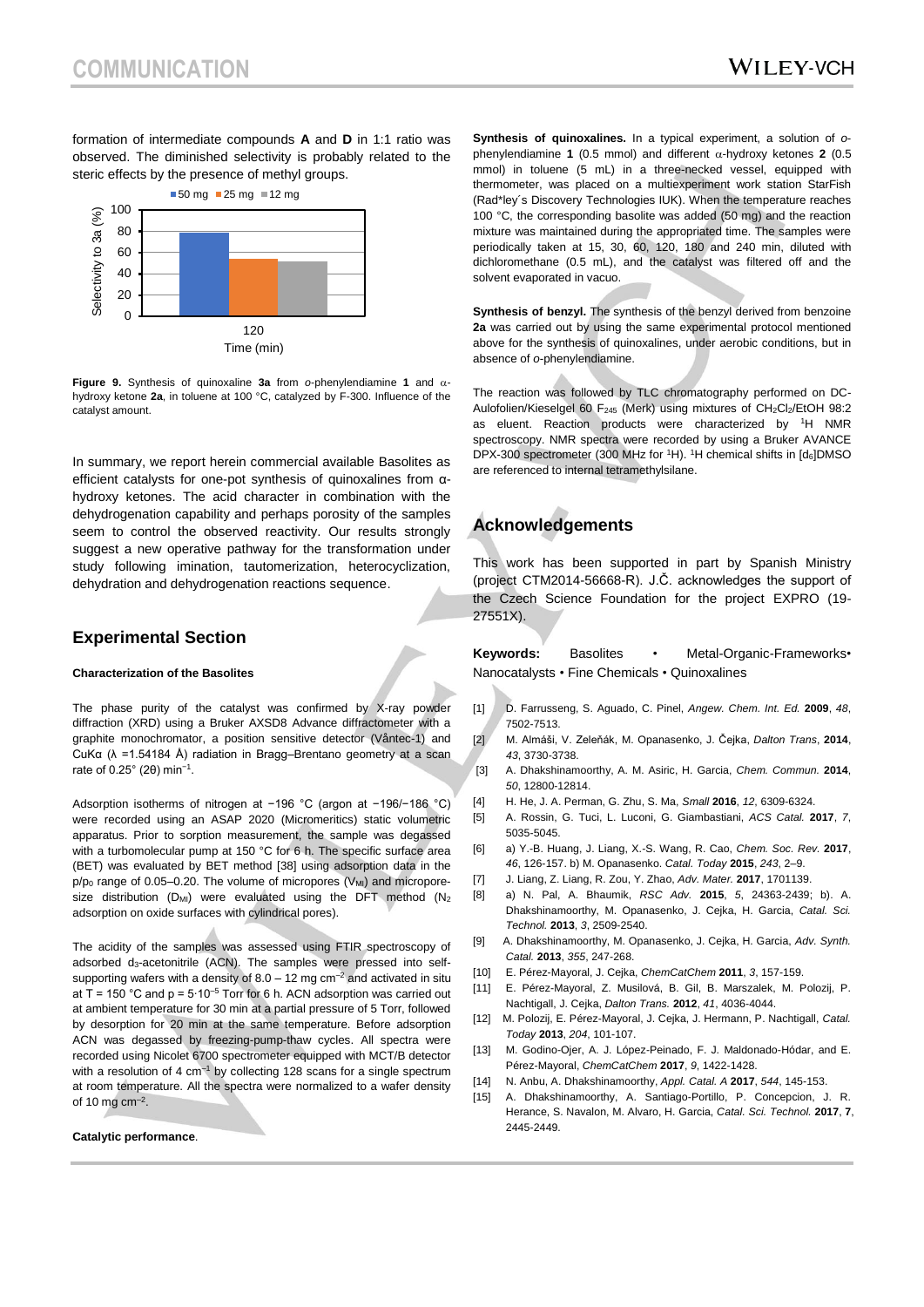formation of intermediate compounds **A** and **D** in 1:1 ratio was observed. The diminished selectivity is probably related to the steric effects by the presence of methyl groups.

**Figure 9.** Synthesis of quinoxaline **3a** from *o*-phenylendiamine **1** and α-hydroxy ketone **2a**, in toluene at 100 °C, catalyzed by F-300. Influence of the catalyst amount.

In summary, we report herein commercial available Basolites as efficient catalysts for one-pot synthesis of quinoxalines from α-hydroxy ketones. The acid character in combination with the dehydrogenation capability and perhaps porosity of the samples seem to control the observed reactivity. Our results strongly suggest a new operative pathway for the transformation under study following imination, tautomerization, heterocyclization, dehydration and dehydrogenation reactions sequence.

## Experimental Section

#### Characterization of the Basolites

The phase purity of the catalyst was confirmed by X-ray powder diffraction (XRD) using a Bruker AXSD8 Advance diffractometer with a graphite monochromator, a position sensitive detector (Våntec-1) and CuKα (λ =1.54184 Å) radiation in Bragg–Brentano geometry at a scan rate of 0.25° (2θ) min$^{-1}$.

Adsorption isotherms of nitrogen at −196 °C (argon at −196/−186 °C) were recorded using an ASAP 2020 (Micromeritics) static volumetric apparatus. Prior to sorption measurement, the sample was degassed with a turbomolecular pump at 150 °C for 6 h. The specific surface area (BET) was evaluated by BET method [38] using adsorption data in the $p/p_0$ range of 0.05–0.20. The volume of micropores ($V_{MI}$) and micropore-size distribution ($D_{MI}$) were evaluated using the DFT method ($N_2$ adsorption on oxide surfaces with cylindrical pores).

The acidity of the samples was assessed using FTIR spectroscopy of adsorbed $d_3$-acetonitrile (ACN). The samples were pressed into self-supporting wafers with a density of 8.0 – 12 mg cm$^{-2}$ and activated in situ at T = 150 °C and p = 5·10$^{-5}$ Torr for 6 h. ACN adsorption was carried out at ambient temperature for 30 min at a partial pressure of 5 Torr, followed by desorption for 20 min at the same temperature. Before adsorption ACN was degassed by freezing-pump-thaw cycles. All spectra were recorded using Nicolet 6700 spectrometer equipped with MCT/B detector with a resolution of 4 cm$^{-1}$ by collecting 128 scans for a single spectrum at room temperature. All the spectra were normalized to a wafer density of 10 mg cm$^{-2}$.

#### Catalytic performance.

**Synthesis of quinoxalines.** In a typical experiment, a solution of *o*-phenylendiamine **1** (0.5 mmol) and different α-hydroxy ketones **2** (0.5 mmol) in toluene (5 mL) in a three-necked vessel, equipped with thermometer, was placed on a multiexperiment work station StarFish (Rad*ley´s Discovery Technologies IUK). When the temperature reaches 100 °C, the corresponding basolite was added (50 mg) and the reaction mixture was maintained during the appropriated time. The samples were periodically taken at 15, 30, 60, 120, 180 and 240 min, diluted with dichloromethane (0.5 mL), and the catalyst was filtered off and the solvent evaporated in vacuo.

**Synthesis of benzyl.** The synthesis of the benzyl derived from benzoine **2a** was carried out by using the same experimental protocol mentioned above for the synthesis of quinoxalines, under aerobic conditions, but in absence of *o*-phenylendiamine.

The reaction was followed by TLC chromatography performed on DC-Aulofolien/Kieselgel 60 $F_{245}$ (Merk) using mixtures of $CH_2Cl_2$/EtOH 98:2 as eluent. Reaction products were characterized by $^1$H NMR spectroscopy. NMR spectra were recorded by using a Bruker AVANCE DPX-300 spectrometer (300 MHz for $^1$H). $^1$H chemical shifts in [$d_6$]DMSO are referenced to internal tetramethylsilane.

## Acknowledgements

This work has been supported in part by Spanish Ministry (project CTM2014-56668-R). J.Č. acknowledges the support of the Czech Science Foundation for the project EXPRO (19-27551X).

**Keywords:** Basolites • Metal-Organic-Frameworks• Nanocatalysts • Fine Chemicals • Quinoxalines

[1] D. Farrusseng, S. Aguado, C. Pinel, *Angew. Chem. Int. Ed.* **2009**, *48*, 7502-7513.

[2] M. Almáši, V. Zeleňák, M. Opanasenko, J. Čejka, *Dalton Trans*, **2014**, *43*, 3730-3738.

[3] A. Dhakshinamoorthy, A. M. Asiric, H. Garcia, *Chem. Commun.* **2014**, *50*, 12800-12814.

[4] H. He, J. A. Perman, G. Zhu, S. Ma, *Small* **2016**, *12*, 6309-6324.

[5] A. Rossin, G. Tuci, L. Luconi, G. Giambastiani, *ACS Catal.* **2017**, *7*, 5035-5045.

[6] a) Y.-B. Huang, J. Liang, X.-S. Wang, R. Cao, *Chem. Soc. Rev.* **2017**, *46*, 126-157. b) M. Opanasenko. *Catal. Today* **2015**, *243*, 2–9.

[7] J. Liang, Z. Liang, R. Zou, Y. Zhao, *Adv. Mater.* **2017**, 1701139.

[8] a) N. Pal, A. Bhaumik, *RSC Adv.* **2015**, *5*, 24363-2439; b). A. Dhakshinamoorthy, M. Opanasenko, J. Cejka, H. Garcia, *Catal. Sci. Technol.* **2013**, *3*, 2509-2540.

[9] A. Dhakshinamoorthy, M. Opanasenko, J. Cejka, H. Garcia, *Adv. Synth. Catal.* **2013**, *355*, 247-268.

[10] E. Pérez-Mayoral, J. Cejka, *ChemCatChem* **2011**, *3*, 157-159.

[11] E. Pérez-Mayoral, Z. Musilová, B. Gil, B. Marszalek, M. Polozij, P. Nachtigall, J. Cejka, *Dalton Trans.* **2012**, *41*, 4036-4044.

[12] M. Polozij, E. Pérez-Mayoral, J. Cejka, J. Hermann, P. Nachtigall, *Catal. Today* **2013**, *204*, 101-107.

[13] M. Godino-Ojer, A. J. López-Peinado, F. J. Maldonado-Hódar, and E. Pérez-Mayoral, *ChemCatChem* **2017**, *9*, 1422-1428.

[14] N. Anbu, A. Dhakshinamoorthy, *Appl. Catal. A* **2017**, *544*, 145-153.

[15] A. Dhakshinamoorthy, A. Santiago-Portillo, P. Concepcion, J. R. Herance, S. Navalon, M. Alvaro, H. Garcia, *Catal. Sci. Technol.* **2017**, **7**, 2445-2449.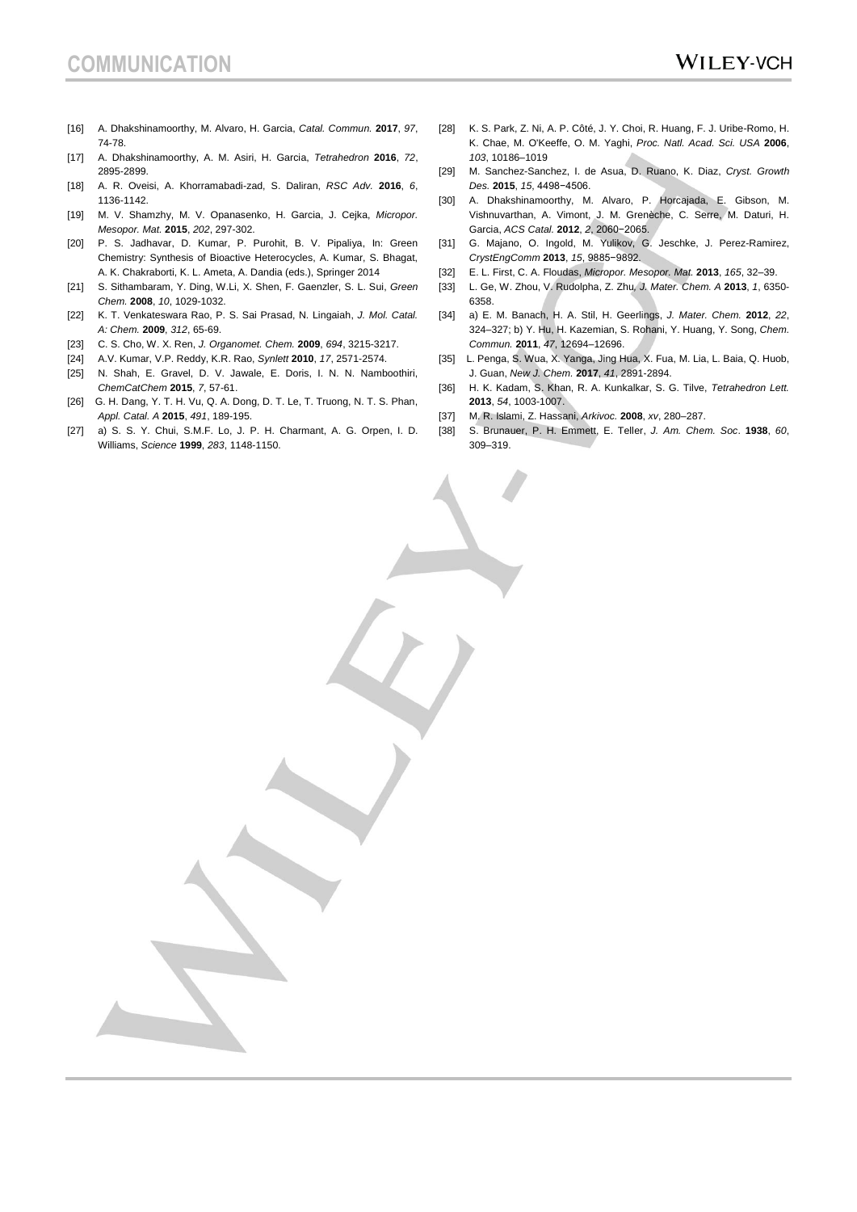[16] A. Dhakshinamoorthy, M. Alvaro, H. Garcia, *Catal. Commun.* **2017**, *97*, 74-78.

[17] A. Dhakshinamoorthy, A. M. Asiri, H. Garcia, *Tetrahedron* **2016**, *72*, 2895-2899.

[18] A. R. Oveisi, A. Khorramabadi-zad, S. Daliran, *RSC Adv.* **2016**, *6*, 1136-1142.

[19] M. V. Shamzhy, M. V. Opanasenko, H. Garcia, J. Cejka, *Micropor. Mesopor. Mat.* **2015**, *202*, 297-302.

[20] P. S. Jadhavar, D. Kumar, P. Purohit, B. V. Pipaliya, In: Green Chemistry: Synthesis of Bioactive Heterocycles, A. Kumar, S. Bhagat, A. K. Chakraborti, K. L. Ameta, A. Dandia (eds.), Springer 2014

[21] S. Sithambaram, Y. Ding, W.Li, X. Shen, F. Gaenzler, S. L. Sui, *Green Chem.* **2008**, *10*, 1029-1032.

[22] K. T. Venkateswara Rao, P. S. Sai Prasad, N. Lingaiah, *J. Mol. Catal. A: Chem.* **2009**, *312*, 65-69.

[23] C. S. Cho, W. X. Ren, *J. Organomet. Chem.* **2009**, *694*, 3215-3217.

[24] A.V. Kumar, V.P. Reddy, K.R. Rao, *Synlett* **2010**, *17*, 2571-2574.

[25] N. Shah, E. Gravel, D. V. Jawale, E. Doris, I. N. N. Namboothiri, *ChemCatChem* **2015**, *7*, 57-61.

[26] G. H. Dang, Y. T. H. Vu, Q. A. Dong, D. T. Le, T. Truong, N. T. S. Phan, *Appl. Catal. A* **2015**, *491*, 189-195.

[27] a) S. S. Y. Chui, S.M.F. Lo, J. P. H. Charmant, A. G. Orpen, I. D. Williams, *Science* **1999**, *283*, 1148-1150.

[28] K. S. Park, Z. Ni, A. P. Côté, J. Y. Choi, R. Huang, F. J. Uribe-Romo, H. K. Chae, M. O'Keeffe, O. M. Yaghi, *Proc. Natl. Acad. Sci. USA* **2006**, *103*, 10186–1019

[29] M. Sanchez-Sanchez, I. de Asua, D. Ruano, K. Diaz, *Cryst. Growth Des.* **2015**, *15*, 4498−4506.

[30] A. Dhakshinamoorthy, M. Alvaro, P. Horcajada, E. Gibson, M. Vishnuvarthan, A. Vimont, J. M. Grenèche, C. Serre, M. Daturi, H. Garcia, *ACS Catal.* **2012**, *2*, 2060−2065.

[31] G. Majano, O. Ingold, M. Yulikov, G. Jeschke, J. Perez-Ramirez, *CrystEngComm* **2013**, *15*, 9885−9892.

[32] E. L. First, C. A. Floudas, *Micropor. Mesopor. Mat.* **2013**, *165*, 32–39.

[33] L. Ge, W. Zhou, V. Rudolpha, Z. Zhu, *J. Mater. Chem. A* **2013**, *1*, 6350-6358.

[34] a) E. M. Banach, H. A. Stil, H. Geerlings, *J. Mater. Chem.* **2012**, *22*, 324–327; b) Y. Hu, H. Kazemian, S. Rohani, Y. Huang, Y. Song, *Chem. Commun.* **2011**, *47*, 12694–12696.

[35] L. Penga, S. Wua, X. Yanga, Jing Hua, X. Fua, M. Lia, L. Baia, Q. Huob, J. Guan, *New J. Chem.* **2017**, *41*, 2891-2894.

[36] H. K. Kadam, S. Khan, R. A. Kunkalkar, S. G. Tilve, *Tetrahedron Lett.* **2013**, *54*, 1003-1007.

[37] M. R. Islami, Z. Hassani, *Arkivoc.* **2008**, *xv*, 280–287.

[38] S. Brunauer, P. H. Emmett, E. Teller, *J. Am. Chem. Soc*. **1938**, *60*, 309–319.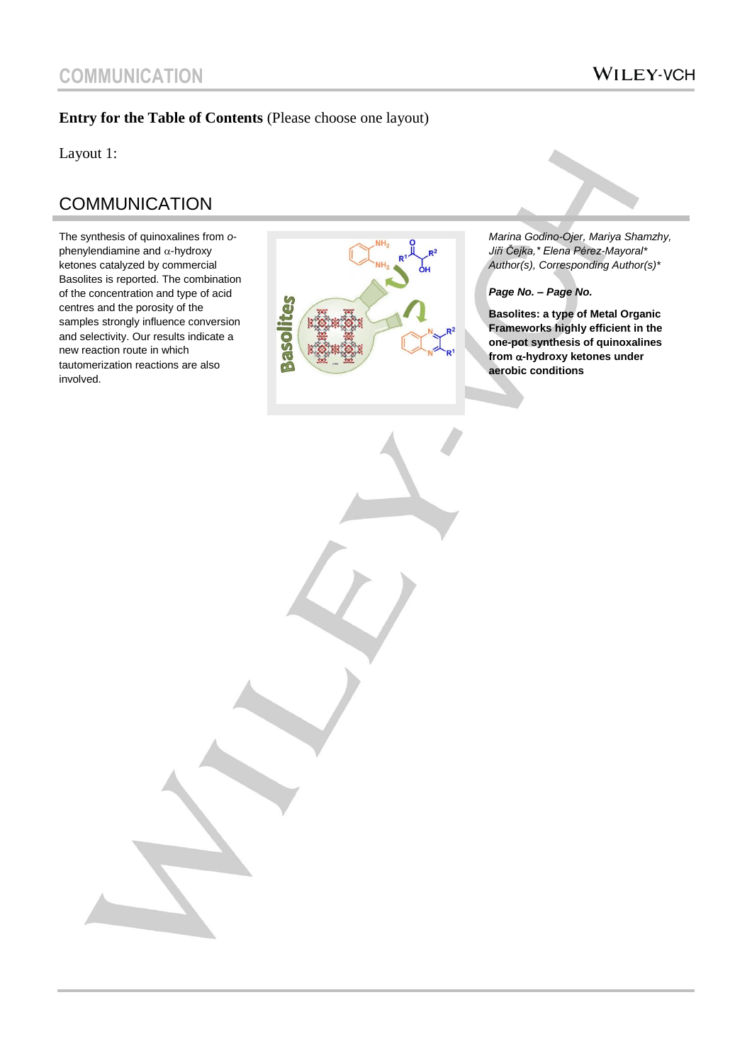**Entry for the Table of Contents** (Please choose one layout)

Layout 1:

## COMMUNICATION

The synthesis of quinoxalines from *o*-phenylenediamine and α-hydroxy ketones catalyzed by commercial Basolites is reported. The combination of the concentration and type of acid centres and the porosity of the samples strongly influence conversion and selectivity. Our results indicate a new reaction route in which tautomerization reactions are also involved.

*Marina Godino-Ojer, Mariya Shamzhy, Jiří Čejka,\* Elena Pérez-Mayoral\**

*Author(s), Corresponding Author(s)\**

***Page No. – Page No.***

**Basolites: a type of Metal Organic Frameworks highly efficient in the one-pot synthesis of quinoxalines from α-hydroxy ketones under aerobic conditions**